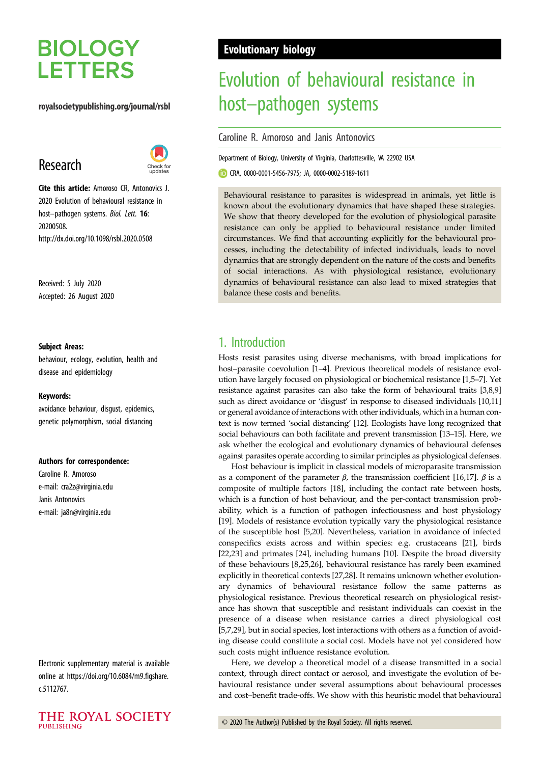# Evolution of behavioural resistance in host–pathogen systems

Caroline R. Amoroso and Janis Antonovics

Department of Biology, University of Virginia, Charlottesville, VA 22902 USA

CRA, 0000-0001-5456-7975; JA, 0000-0002-5189-1611

**Research**

**Cite this article:** Amoroso CR, Antonovics J. 2020 Evolution of behavioural resistance in host–pathogen systems. *Biol. Lett.* **16**: 20200508. http://dx.doi.org/10.1098/rsbl.2020.0508

Received: 5 July 2020
Accepted: 26 August 2020

**Subject Areas:**
behaviour, ecology, evolution, health and disease and epidemiology

**Keywords:**
avoidance behaviour, disgust, epidemics, genetic polymorphism, social distancing

**Authors for correspondence:**
Caroline R. Amoroso
e-mail: cra2z@virginia.edu
Janis Antonovics
e-mail: ja8n@virginia.edu

Electronic supplementary material is available online at https://doi.org/10.6084/m9.figshare.c.5112767.

**Evolutionary biology**

Behavioural resistance to parasites is widespread in animals, yet little is known about the evolutionary dynamics that have shaped these strategies. We show that theory developed for the evolution of physiological parasite resistance can only be applied to behavioural resistance under limited circumstances. We find that accounting explicitly for the behavioural processes, including the detectability of infected individuals, leads to novel dynamics that are strongly dependent on the nature of the costs and benefits of social interactions. As with physiological resistance, evolutionary dynamics of behavioural resistance can also lead to mixed strategies that balance these costs and benefits.

## 1. Introduction

Hosts resist parasites using diverse mechanisms, with broad implications for host–parasite coevolution [1–4]. Previous theoretical models of resistance evolution have largely focused on physiological or biochemical resistance [1,5–7]. Yet resistance against parasites can also take the form of behavioural traits [3,8,9] such as direct avoidance or 'disgust' in response to diseased individuals [10,11] or general avoidance of interactions with other individuals, which in a human context is now termed 'social distancing' [12]. Ecologists have long recognized that social behaviours can both facilitate and prevent transmission [13–15]. Here, we ask whether the ecological and evolutionary dynamics of behavioural defenses against parasites operate according to similar principles as physiological defenses.

Host behaviour is implicit in classical models of microparasite transmission as a component of the parameter $\beta$, the transmission coefficient [16,17]. $\beta$ is a composite of multiple factors [18], including the contact rate between hosts, which is a function of host behaviour, and the per-contact transmission probability, which is a function of pathogen infectiousness and host physiology [19]. Models of resistance evolution typically vary the physiological resistance of the susceptible host [5,20]. Nevertheless, variation in avoidance of infected conspecifics exists across and within species: e.g. crustaceans [21], birds [22,23] and primates [24], including humans [10]. Despite the broad diversity of these behaviours [8,25,26], behavioural resistance has rarely been examined explicitly in theoretical contexts [27,28]. It remains unknown whether evolutionary dynamics of behavioural resistance follow the same patterns as physiological resistance. Previous theoretical research on physiological resistance has shown that susceptible and resistant individuals can coexist in the presence of a disease when resistance carries a direct physiological cost [5,7,29], but in social species, lost interactions with others as a function of avoiding disease could constitute a social cost. Models have not yet considered how such costs might influence resistance evolution.

Here, we develop a theoretical model of a disease transmitted in a social context, through direct contact or aerosol, and investigate the evolution of behavioural resistance under several assumptions about behavioural processes and cost–benefit trade-offs. We show with this heuristic model that behavioural

© 2020 The Author(s) Published by the Royal Society. All rights reserved.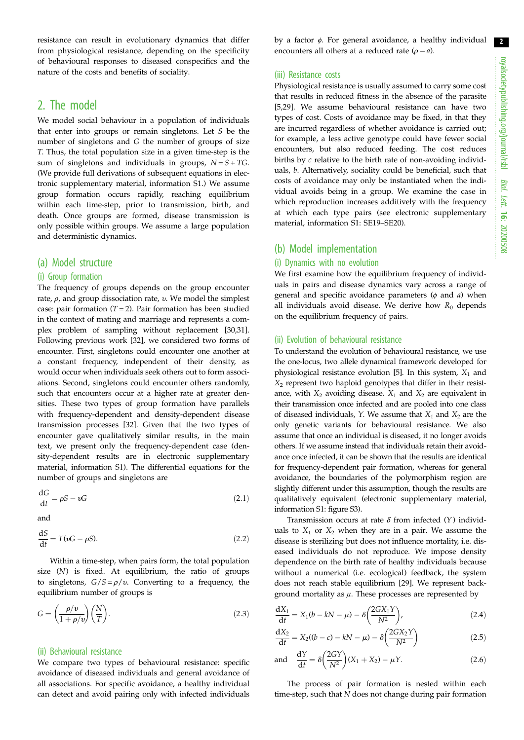resistance can result in evolutionary dynamics that differ from physiological resistance, depending on the specificity of behavioural responses to diseased conspecifics and the nature of the costs and benefits of sociality.

## 2. The model

We model social behaviour in a population of individuals that enter into groups or remain singletons. Let $S$ be the number of singletons and $G$ the number of groups of size $T$. Thus, the total population size in a given time-step is the sum of singletons and individuals in groups, $N = S + TG$. (We provide full derivations of subsequent equations in electronic supplementary material, information S1.) We assume group formation occurs rapidly, reaching equilibrium within each time-step, prior to transmission, birth, and death. Once groups are formed, disease transmission is only possible within groups. We assume a large population and deterministic dynamics.

### (a) Model structure

#### (i) Group formation

The frequency of groups depends on the group encounter rate, $\rho$, and group dissociation rate, $\upsilon$. We model the simplest case: pair formation ($T = 2$). Pair formation has been studied in the context of mating and marriage and represents a complex problem of sampling without replacement [30,31]. Following previous work [32], we considered two forms of encounter. First, singletons could encounter one another at a constant frequency, independent of their density, as would occur when individuals seek others out to form associations. Second, singletons could encounter others randomly, such that encounters occur at a higher rate at greater densities. These two types of group formation have parallels with frequency-dependent and density-dependent disease transmission processes [32]. Given that the two types of encounter gave qualitatively similar results, in the main text, we present only the frequency-dependent case (density-dependent results are in electronic supplementary material, information S1). The differential equations for the number of groups and singletons are

$$\frac{dG}{dt} = \rho S - \upsilon G \tag{2.1}$$

and

$$\frac{dS}{dt} = T(\upsilon G - \rho S). \tag{2.2}$$

Within a time-step, when pairs form, the total population size ($N$) is fixed. At equilibrium, the ratio of groups to singletons, $G/S = \rho/\upsilon$. Converting to a frequency, the equilibrium number of groups is

$$G = \left(\frac{\rho/\upsilon}{1 + \rho/\upsilon}\right)\left(\frac{N}{T}\right). \tag{2.3}$$

#### (ii) Behavioural resistance

We compare two types of behavioural resistance: specific avoidance of diseased individuals and general avoidance of all associations. For specific avoidance, a healthy individual can detect and avoid pairing only with infected individuals by a factor $\phi$. For general avoidance, a healthy individual encounters all others at a reduced rate $(\rho - a)$.

#### (iii) Resistance costs

Physiological resistance is usually assumed to carry some cost that results in reduced fitness in the absence of the parasite [5,29]. We assume behavioural resistance can have two types of cost. Costs of avoidance may be fixed, in that they are incurred regardless of whether avoidance is carried out; for example, a less active genotype could have fewer social encounters, but also reduced feeding. The cost reduces births by $c$ relative to the birth rate of non-avoiding individuals, $b$. Alternatively, sociality could be beneficial, such that costs of avoidance may only be instantiated when the individual avoids being in a group. We examine the case in which reproduction increases additively with the frequency at which each type pairs (see electronic supplementary material, information S1: SE19–SE20).

### (b) Model implementation

#### (i) Dynamics with no evolution

We first examine how the equilibrium frequency of individuals in pairs and disease dynamics vary across a range of general and specific avoidance parameters ($\phi$ and $a$) when all individuals avoid disease. We derive how $R_0$ depends on the equilibrium frequency of pairs.

#### (ii) Evolution of behavioural resistance

To understand the evolution of behavioural resistance, we use the one-locus, two allele dynamical framework developed for physiological resistance evolution [5]. In this system, $X_1$ and $X_2$ represent two haploid genotypes that differ in their resistance, with $X_2$ avoiding disease. $X_1$ and $X_2$ are equivalent in their transmission once infected and are pooled into one class of diseased individuals, $Y$. We assume that $X_1$ and $X_2$ are the only genetic variants for behavioural resistance. We also assume that once an individual is diseased, it no longer avoids others. If we assume instead that individuals retain their avoidance once infected, it can be shown that the results are identical for frequency-dependent pair formation, whereas for general avoidance, the boundaries of the polymorphism region are slightly different under this assumption, though the results are qualitatively equivalent (electronic supplementary material, information S1: figure S3).

Transmission occurs at rate $\delta$ from infected ($Y$) individuals to $X_1$ or $X_2$ when they are in a pair. We assume the disease is sterilizing but does not influence mortality, i.e. diseased individuals do not reproduce. We impose density dependence on the birth rate of healthy individuals because without a numerical (i.e. ecological) feedback, the system does not reach stable equilibrium [29]. We represent background mortality as $\mu$. These processes are represented by

$$\frac{dX_1}{dt} = X_1(b - kN - \mu) - \delta\left(\frac{2GX_1Y}{N^2}\right), \tag{2.4}$$

$$\frac{dX_2}{dt} = X_2((b - c) - kN - \mu) - \delta\left(\frac{2GX_2Y}{N^2}\right) \tag{2.5}$$

and

$$\frac{dY}{dt} = \delta\left(\frac{2GY}{N^2}\right)(X_1 + X_2) - \mu Y. \tag{2.6}$$

The process of pair formation is nested within each time-step, such that $N$ does not change during pair formation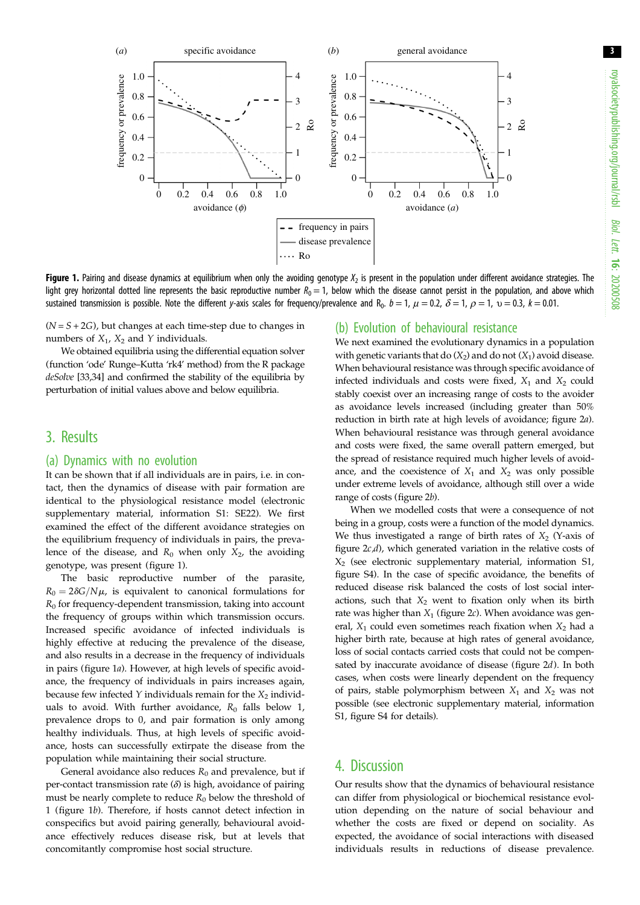**Figure 1.** Pairing and disease dynamics at equilibrium when only the avoiding genotype $X_2$ is present in the population under different avoidance strategies. The light grey horizontal dotted line represents the basic reproductive number $R_0 = 1$, below which the disease cannot persist in the population, and above which sustained transmission is possible. Note the different *y*-axis scales for frequency/prevalence and $R_0$. $b = 1$, $\mu = 0.2$, $\delta = 1$, $\rho = 1$, $\upsilon = 0.3$, $k = 0.01$.

($N = S + 2G$), but changes at each time-step due to changes in numbers of $X_1$, $X_2$ and $Y$ individuals.

We obtained equilibria using the differential equation solver (function 'ode' Runge–Kutta 'rk4' method) from the R package *deSolve* [33,34] and confirmed the stability of the equilibria by perturbation of initial values above and below equilibria.

## 3. Results

### (a) Dynamics with no evolution

It can be shown that if all individuals are in pairs, i.e. in contact, then the dynamics of disease with pair formation are identical to the physiological resistance model (electronic supplementary material, information S1: SE22). We first examined the effect of the different avoidance strategies on the equilibrium frequency of individuals in pairs, the prevalence of the disease, and $R_0$ when only $X_2$, the avoiding genotype, was present (figure 1).

The basic reproductive number of the parasite, $R_0 = 2\delta G/N\mu$, is equivalent to canonical formulations for $R_0$ for frequency-dependent transmission, taking into account the frequency of groups within which transmission occurs. Increased specific avoidance of infected individuals is highly effective at reducing the prevalence of the disease, and also results in a decrease in the frequency of individuals in pairs (figure 1*a*). However, at high levels of specific avoidance, the frequency of individuals in pairs increases again, because few infected $Y$ individuals remain for the $X_2$ individuals to avoid. With further avoidance, $R_0$ falls below 1, prevalence drops to 0, and pair formation is only among healthy individuals. Thus, at high levels of specific avoidance, hosts can successfully extirpate the disease from the population while maintaining their social structure.

General avoidance also reduces $R_0$ and prevalence, but if per-contact transmission rate ($\delta$) is high, avoidance of pairing must be nearly complete to reduce $R_0$ below the threshold of 1 (figure 1*b*). Therefore, if hosts cannot detect infection in conspecifics but avoid pairing generally, behavioural avoidance effectively reduces disease risk, but at levels that concomitantly compromise host social structure.

### (b) Evolution of behavioural resistance

We next examined the evolutionary dynamics in a population with genetic variants that do ($X_2$) and do not ($X_1$) avoid disease. When behavioural resistance was through specific avoidance of infected individuals and costs were fixed, $X_1$ and $X_2$ could stably coexist over an increasing range of costs to the avoider as avoidance levels increased (including greater than 50% reduction in birth rate at high levels of avoidance; figure 2*a*). When behavioural resistance was through general avoidance and costs were fixed, the same overall pattern emerged, but the spread of resistance required much higher levels of avoidance, and the coexistence of $X_1$ and $X_2$ was only possible under extreme levels of avoidance, although still over a wide range of costs (figure 2*b*).

When we modelled costs that were a consequence of not being in a group, costs were a function of the model dynamics. We thus investigated a range of birth rates of $X_2$ (Y-axis of figure 2*c*,*d*), which generated variation in the relative costs of $X_2$ (see electronic supplementary material, information S1, figure S4). In the case of specific avoidance, the benefits of reduced disease risk balanced the costs of lost social interactions, such that $X_2$ went to fixation only when its birth rate was higher than $X_1$ (figure 2*c*). When avoidance was general, $X_1$ could even sometimes reach fixation when $X_2$ had a higher birth rate, because at high rates of general avoidance, loss of social contacts carried costs that could not be compensated by inaccurate avoidance of disease (figure 2*d*). In both cases, when costs were linearly dependent on the frequency of pairs, stable polymorphism between $X_1$ and $X_2$ was not possible (see electronic supplementary material, information S1, figure S4 for details).

## 4. Discussion

Our results show that the dynamics of behavioural resistance can differ from physiological or biochemical resistance evolution depending on the nature of social behaviour and whether the costs are fixed or depend on sociality. As expected, the avoidance of social interactions with diseased individuals results in reductions of disease prevalence.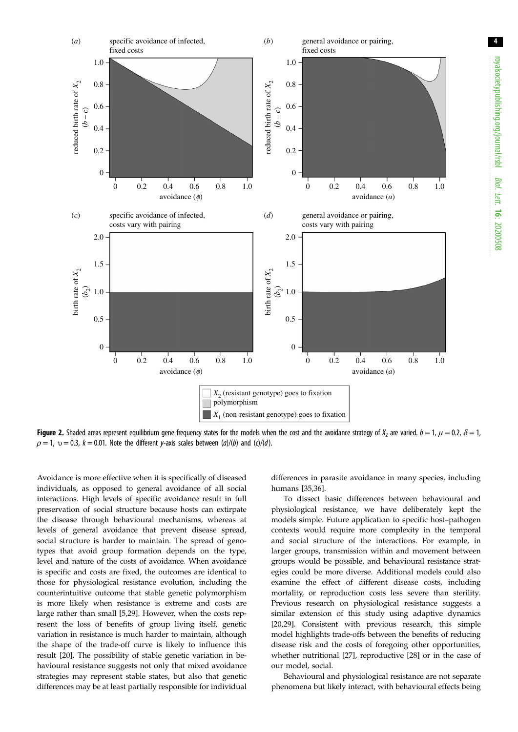**Figure 2.** Shaded areas represent equilibrium gene frequency states for the models when the cost and the avoidance strategy of $X_2$ are varied. $b = 1$, $\mu = 0.2$, $\delta = 1$, $\rho = 1$, $\upsilon = 0.3$, $k = 0.01$. Note the different *y*-axis scales between (*a*)/(*b*) and (*c*)/(*d*).

Avoidance is more effective when it is specifically of diseased individuals, as opposed to general avoidance of all social interactions. High levels of specific avoidance result in full preservation of social structure because hosts can extirpate the disease through behavioural mechanisms, whereas at levels of general avoidance that prevent disease spread, social structure is harder to maintain. The spread of genotypes that avoid group formation depends on the type, level and nature of the costs of avoidance. When avoidance is specific and costs are fixed, the outcomes are identical to those for physiological resistance evolution, including the counterintuitive outcome that stable genetic polymorphism is more likely when resistance is extreme and costs are large rather than small [5,29]. However, when the costs represent the loss of benefits of group living itself, genetic variation in resistance is much harder to maintain, although the shape of the trade-off curve is likely to influence this result [20]. The possibility of stable genetic variation in behavioural resistance suggests not only that mixed avoidance strategies may represent stable states, but also that genetic differences may be at least partially responsible for individual differences in parasite avoidance in many species, including humans [35,36].

To dissect basic differences between behavioural and physiological resistance, we have deliberately kept the models simple. Future application to specific host–pathogen contexts would require more complexity in the temporal and social structure of the interactions. For example, in larger groups, transmission within and movement between groups would be possible, and behavioural resistance strategies could be more diverse. Additional models could also examine the effect of different disease costs, including mortality, or reproduction costs less severe than sterility. Previous research on physiological resistance suggests a similar extension of this study using adaptive dynamics [20,29]. Consistent with previous research, this simple model highlights trade-offs between the benefits of reducing disease risk and the costs of foregoing other opportunities, whether nutritional [27], reproductive [28] or in the case of our model, social.

Behavioural and physiological resistance are not separate phenomena but likely interact, with behavioural effects being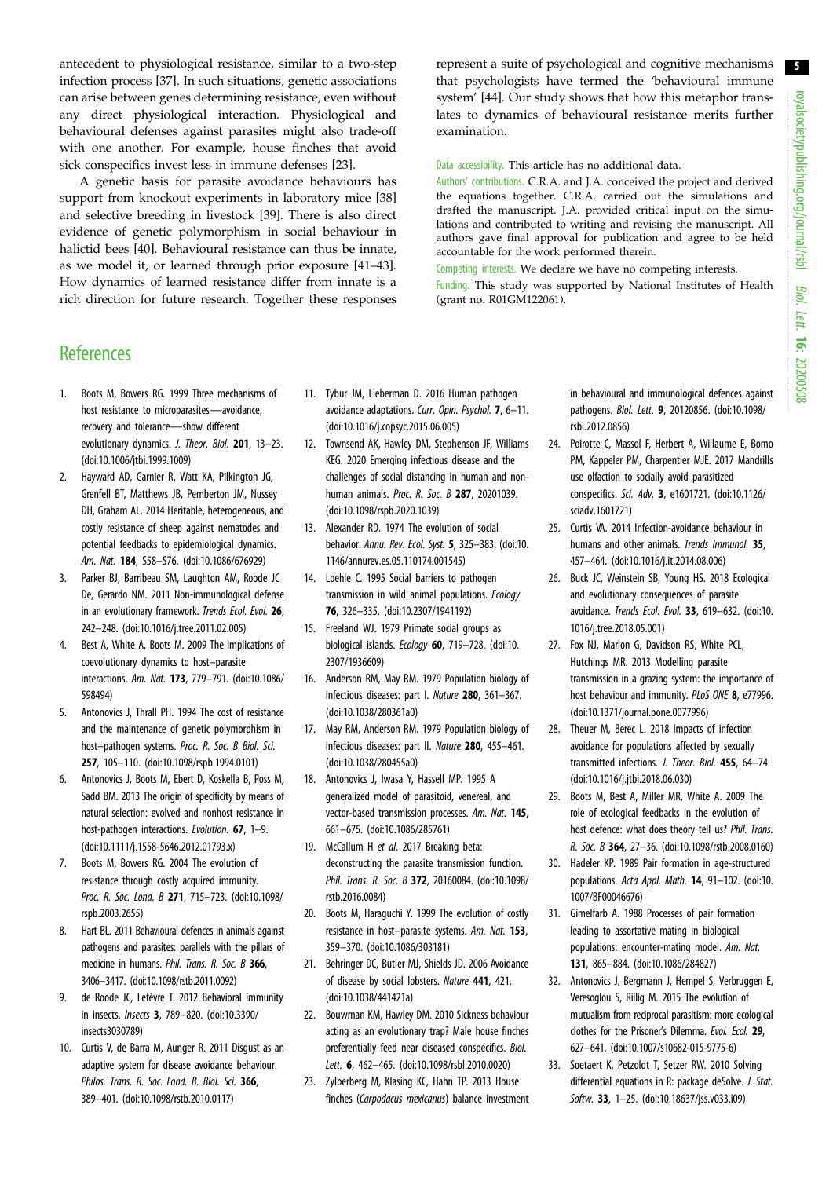antecedent to physiological resistance, similar to a two-step infection process [37]. In such situations, genetic associations can arise between genes determining resistance, even without any direct physiological interaction. Physiological and behavioural defenses against parasites might also trade-off with one another. For example, house finches that avoid sick conspecifics invest less in immune defenses [23].

A genetic basis for parasite avoidance behaviours has support from knockout experiments in laboratory mice [38] and selective breeding in livestock [39]. There is also direct evidence of genetic polymorphism in social behaviour in halictid bees [40]. Behavioural resistance can thus be innate, as we model it, or learned through prior exposure [41–43]. How dynamics of learned resistance differ from innate is a rich direction for future research. Together these responses represent a suite of psychological and cognitive mechanisms that psychologists have termed the 'behavioural immune system' [44]. Our study shows that how this metaphor translates to dynamics of behavioural resistance merits further examination.

Data accessibility. This article has no additional data.

Authors' contributions. C.R.A. and J.A. conceived the project and derived the equations together. C.R.A. carried out the simulations and drafted the manuscript. J.A. provided critical input on the simulations and contributed to writing and revising the manuscript. All authors gave final approval for publication and agree to be held accountable for the work performed therein.

Competing interests. We declare we have no competing interests.

Funding. This study was supported by National Institutes of Health (grant no. R01GM122061).

## References

1. Boots M, Bowers RG. 1999 Three mechanisms of host resistance to microparasites—avoidance, recovery and tolerance—show different evolutionary dynamics. *J. Theor. Biol.* **201**, 13–23. (doi:10.1006/jtbi.1999.1009)
2. Hayward AD, Garnier R, Watt KA, Pilkington JG, Grenfell BT, Matthews JB, Pemberton JM, Nussey DH, Graham AL. 2014 Heritable, heterogeneous, and costly resistance of sheep against nematodes and potential feedbacks to epidemiological dynamics. *Am. Nat.* **184**, S58–S76. (doi:10.1086/676929)
3. Parker BJ, Barribeau SM, Laughton AM, Roode JC De, Gerardo NM. 2011 Non-immunological defense in an evolutionary framework. *Trends Ecol. Evol.* **26**, 242–248. (doi:10.1016/j.tree.2011.02.005)
4. Best A, White A, Boots M. 2009 The implications of coevolutionary dynamics to host–parasite interactions. *Am. Nat.* **173**, 779–791. (doi:10.1086/598494)
5. Antonovics J, Thrall PH. 1994 The cost of resistance and the maintenance of genetic polymorphism in host–pathogen systems. *Proc. R. Soc. B Biol. Sci.* **257**, 105–110. (doi:10.1098/rspb.1994.0101)
6. Antonovics J, Boots M, Ebert D, Koskella B, Poss M, Sadd BM. 2013 The origin of specificity by means of natural selection: evolved and nonhost resistance in host-pathogen interactions. *Evolution.* **67**, 1–9. (doi:10.1111/j.1558-5646.2012.01793.x)
7. Boots M, Bowers RG. 2004 The evolution of resistance through costly acquired immunity. *Proc. R. Soc. Lond. B* **271**, 715–723. (doi:10.1098/rspb.2003.2655)
8. Hart BL. 2011 Behavioural defences in animals against pathogens and parasites: parallels with the pillars of medicine in humans. *Phil. Trans. R. Soc. B* **366**, 3406–3417. (doi:10.1098/rstb.2011.0092)
9. de Roode JC, Lefèvre T. 2012 Behavioral immunity in insects. *Insects* **3**, 789–820. (doi:10.3390/insects3030789)
10. Curtis V, de Barra M, Aunger R. 2011 Disgust as an adaptive system for disease avoidance behaviour. *Philos. Trans. R. Soc. Lond. B. Biol. Sci.* **366**, 389–401. (doi:10.1098/rstb.2010.0117)
11. Tybur JM, Lieberman D. 2016 Human pathogen avoidance adaptations. *Curr. Opin. Psychol.* **7**, 6–11. (doi:10.1016/j.copsyc.2015.06.005)
12. Townsend AK, Hawley DM, Stephenson JF, Williams KEG. 2020 Emerging infectious disease and the challenges of social distancing in human and non-human animals. *Proc. R. Soc. B* **287**, 20201039. (doi:10.1098/rspb.2020.1039)
13. Alexander RD. 1974 The evolution of social behavior. *Annu. Rev. Ecol. Syst.* **5**, 325–383. (doi:10.1146/annurev.es.05.110174.001545)
14. Loehle C. 1995 Social barriers to pathogen transmission in wild animal populations. *Ecology* **76**, 326–335. (doi:10.2307/1941192)
15. Freeland WJ. 1979 Primate social groups as biological islands. *Ecology* **60**, 719–728. (doi:10.2307/1936609)
16. Anderson RM, May RM. 1979 Population biology of infectious diseases: part I. *Nature* **280**, 361–367. (doi:10.1038/280361a0)
17. May RM, Anderson RM. 1979 Population biology of infectious diseases: part II. *Nature* **280**, 455–461. (doi:10.1038/280455a0)
18. Antonovics J, Iwasa Y, Hassell MP. 1995 A generalized model of parasitoid, venereal, and vector-based transmission processes. *Am. Nat.* **145**, 661–675. (doi:10.1086/285761)
19. McCallum H *et al.* 2017 Breaking beta: deconstructing the parasite transmission function. *Phil. Trans. R. Soc. B* **372**, 20160084. (doi:10.1098/rstb.2016.0084)
20. Boots M, Haraguchi Y. 1999 The evolution of costly resistance in host–parasite systems. *Am. Nat.* **153**, 359–370. (doi:10.1086/303181)
21. Behringer DC, Butler MJ, Shields JD. 2006 Avoidance of disease by social lobsters. *Nature* **441**, 421. (doi:10.1038/441421a)
22. Bouwman KM, Hawley DM. 2010 Sickness behaviour acting as an evolutionary trap? Male house finches preferentially feed near diseased conspecifics. *Biol. Lett.* **6**, 462–465. (doi:10.1098/rsbl.2010.0020)
23. Zylberberg M, Klasing KC, Hahn TP. 2013 House finches (*Carpodacus mexicanus*) balance investment in behavioural and immunological defences against pathogens. *Biol. Lett.* **9**, 20120856. (doi:10.1098/rsbl.2012.0856)
24. Poirotte C, Massol F, Herbert A, Willaume E, Bomo PM, Kappeler PM, Charpentier MJE. 2017 Mandrills use olfaction to socially avoid parasitized conspecifics. *Sci. Adv.* **3**, e1601721. (doi:10.1126/sciadv.1601721)
25. Curtis VA. 2014 Infection-avoidance behaviour in humans and other animals. *Trends Immunol.* **35**, 457–464. (doi:10.1016/j.it.2014.08.006)
26. Buck JC, Weinstein SB, Young HS. 2018 Ecological and evolutionary consequences of parasite avoidance. *Trends Ecol. Evol.* **33**, 619–632. (doi:10.1016/j.tree.2018.05.001)
27. Fox NJ, Marion G, Davidson RS, White PCL, Hutchings MR. 2013 Modelling parasite transmission in a grazing system: the importance of host behaviour and immunity. *PLoS ONE* **8**, e77996. (doi:10.1371/journal.pone.0077996)
28. Theuer M, Berec L. 2018 Impacts of infection avoidance for populations affected by sexually transmitted infections. *J. Theor. Biol.* **455**, 64–74. (doi:10.1016/j.jtbi.2018.06.030)
29. Boots M, Best A, Miller MR, White A. 2009 The role of ecological feedbacks in the evolution of host defence: what does theory tell us? *Phil. Trans. R. Soc. B* **364**, 27–36. (doi:10.1098/rstb.2008.0160)
30. Hadeler KP. 1989 Pair formation in age-structured populations. *Acta Appl. Math.* **14**, 91–102. (doi:10.1007/BF00046676)
31. Gimelfarb A. 1988 Processes of pair formation leading to assortative mating in biological populations: encounter-mating model. *Am. Nat.* **131**, 865–884. (doi:10.1086/284827)
32. Antonovics J, Bergmann J, Hempel S, Verbruggen E, Veresoglou S, Rillig M. 2015 The evolution of mutualism from reciprocal parasitism: more ecological clothes for the Prisoner's Dilemma. *Evol. Ecol.* **29**, 627–641. (doi:10.1007/s10682-015-9775-6)
33. Soetaert K, Petzoldt T, Setzer RW. 2010 Solving differential equations in R: package deSolve. *J. Stat. Softw.* **33**, 1–25. (doi:10.18637/jss.v033.i09)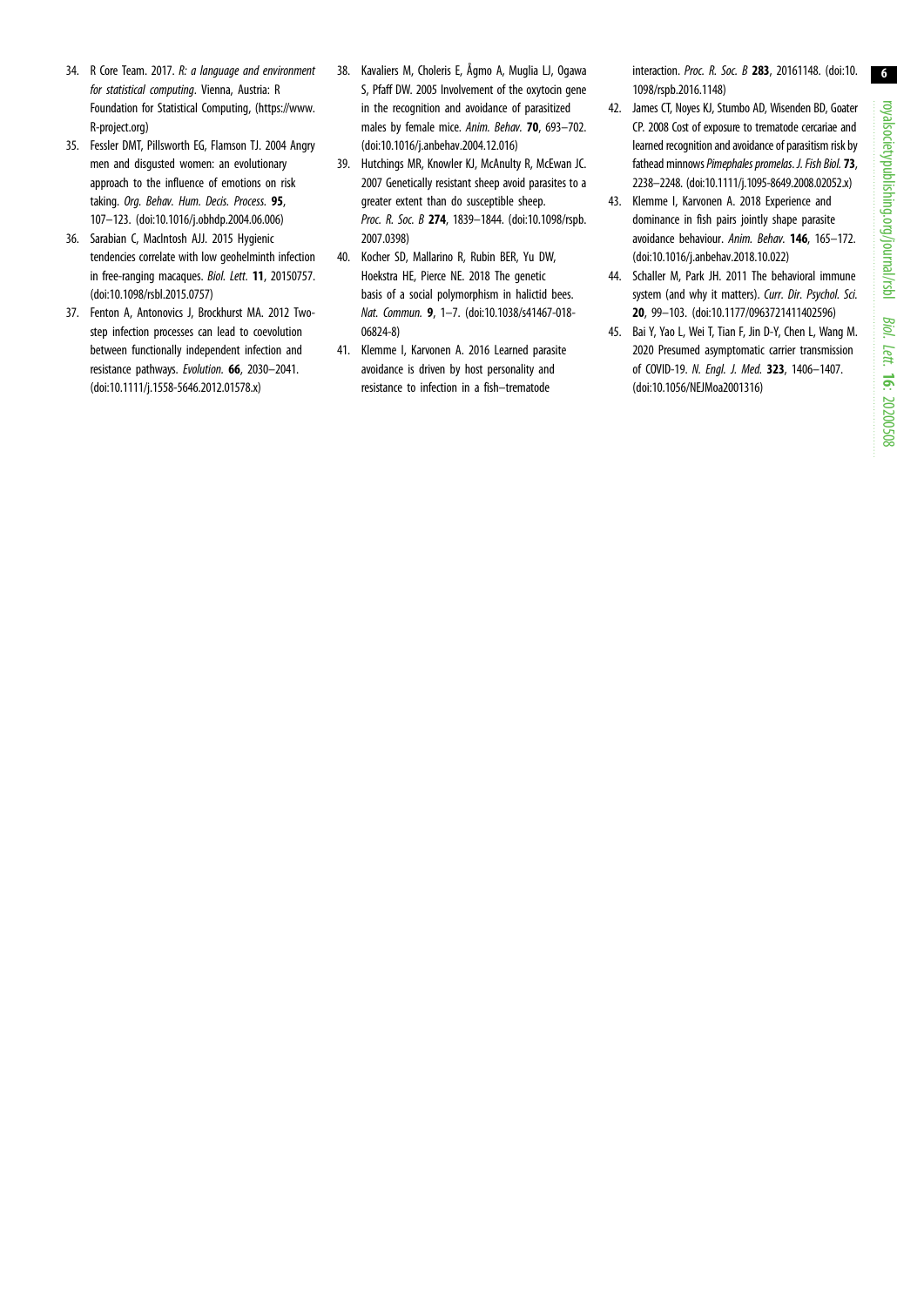34. R Core Team. 2017. *R: a language and environment for statistical computing*. Vienna, Austria: R Foundation for Statistical Computing, (https://www.R-project.org)
35. Fessler DMT, Pillsworth EG, Flamson TJ. 2004 Angry men and disgusted women: an evolutionary approach to the influence of emotions on risk taking. *Org. Behav. Hum. Decis. Process.* **95**, 107–123. (doi:10.1016/j.obhdp.2004.06.006)
36. Sarabian C, MacIntosh AJJ. 2015 Hygienic tendencies correlate with low geohelminth infection in free-ranging macaques. *Biol. Lett.* **11**, 20150757. (doi:10.1098/rsbl.2015.0757)
37. Fenton A, Antonovics J, Brockhurst MA. 2012 Two-step infection processes can lead to coevolution between functionally independent infection and resistance pathways. *Evolution.* **66**, 2030–2041. (doi:10.1111/j.1558-5646.2012.01578.x)
38. Kavaliers M, Choleris E, Ågmo A, Muglia LJ, Ogawa S, Pfaff DW. 2005 Involvement of the oxytocin gene in the recognition and avoidance of parasitized males by female mice. *Anim. Behav.* **70**, 693–702. (doi:10.1016/j.anbehav.2004.12.016)
39. Hutchings MR, Knowler KJ, McAnulty R, McEwan JC. 2007 Genetically resistant sheep avoid parasites to a greater extent than do susceptible sheep. *Proc. R. Soc. B* **274**, 1839–1844. (doi:10.1098/rspb.2007.0398)
40. Kocher SD, Mallarino R, Rubin BER, Yu DW, Hoekstra HE, Pierce NE. 2018 The genetic basis of a social polymorphism in halictid bees. *Nat. Commun.* **9**, 1–7. (doi:10.1038/s41467-018-06824-8)
41. Klemme I, Karvonen A. 2016 Learned parasite avoidance is driven by host personality and resistance to infection in a fish–trematode interaction. *Proc. R. Soc. B* **283**, 20161148. (doi:10.1098/rspb.2016.1148)
42. James CT, Noyes KJ, Stumbo AD, Wisenden BD, Goater CP. 2008 Cost of exposure to trematode cercariae and learned recognition and avoidance of parasitism risk by fathead minnows *Pimephales promelas*. *J. Fish Biol.* **73**, 2238–2248. (doi:10.1111/j.1095-8649.2008.02052.x)
43. Klemme I, Karvonen A. 2018 Experience and dominance in fish pairs jointly shape parasite avoidance behaviour. *Anim. Behav.* **146**, 165–172. (doi:10.1016/j.anbehav.2018.10.022)
44. Schaller M, Park JH. 2011 The behavioral immune system (and why it matters). *Curr. Dir. Psychol. Sci.* **20**, 99–103. (doi:10.1177/0963721411402596)
45. Bai Y, Yao L, Wei T, Tian F, Jin D-Y, Chen L, Wang M. 2020 Presumed asymptomatic carrier transmission of COVID-19. *N. Engl. J. Med.* **323**, 1406–1407. (doi:10.1056/NEJMoa2001316)